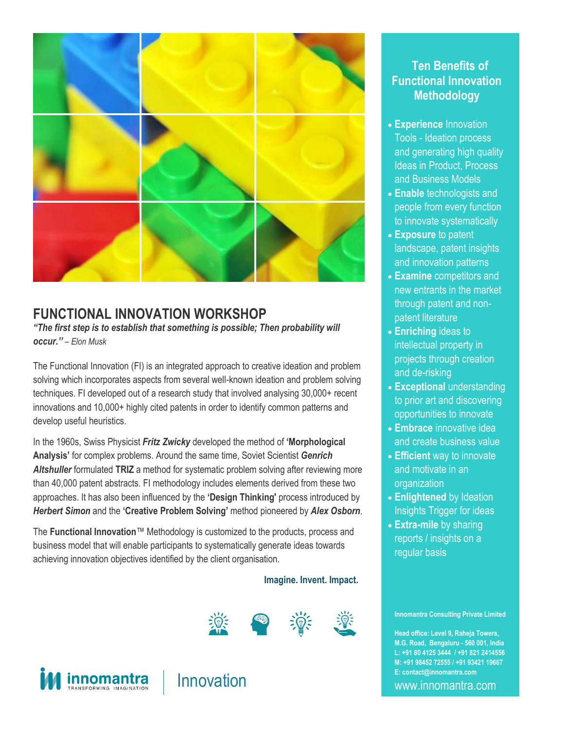# FUNCTIONAL INNOVATION WORKSHOP

***"The first step is to establish that something is possible; Then probability will occur."*** *– Elon Musk*

The Functional Innovation (FI) is an integrated approach to creative ideation and problem solving which incorporates aspects from several well-known ideation and problem solving techniques. FI developed out of a research study that involved analysing 30,000+ recent innovations and 10,000+ highly cited patents in order to identify common patterns and develop useful heuristics.

In the 1960s, Swiss Physicist ***Fritz Zwicky*** developed the method of **'Morphological Analysis'** for complex problems. Around the same time, Soviet Scientist ***Genrich Altshuller*** formulated **TRIZ** a method for systematic problem solving after reviewing more than 40,000 patent abstracts. FI methodology includes elements derived from these two approaches. It has also been influenced by the **'Design Thinking'** process introduced by ***Herbert Simon*** and the **'Creative Problem Solving'** method pioneered by ***Alex Osborn***.

The **Functional Innovation**™ Methodology is customized to the products, process and business model that will enable participants to systematically generate ideas towards achieving innovation objectives identified by the client organisation.

**Imagine. Invent. Impact.**

innomantra TRANSFORMING IMAGINATION | Innovation

## Ten Benefits of Functional Innovation Methodology

- **Experience** Innovation Tools - Ideation process and generating high quality Ideas in Product, Process and Business Models
- **Enable** technologists and people from every function to innovate systematically
- **Exposure** to patent landscape, patent insights and innovation patterns
- **Examine** competitors and new entrants in the market through patent and non-patent literature
- **Enriching** ideas to intellectual property in projects through creation and de-risking
- **Exceptional** understanding to prior art and discovering opportunities to innovate
- **Embrace** innovative idea and create business value
- **Efficient** way to innovate and motivate in an organization
- **Enlightened** by Ideation Insights Trigger for ideas
- **Extra-mile** by sharing reports / insights on a regular basis

**Innomantra Consulting Private Limited**

**Head office: Level 9, Raheja Towers, M.G. Road, Bengaluru - 560 001, India**
**L: +91 80 4125 3444 / +91 821 2414556**
**M: +91 98452 72555 / +91 93421 19667**
**E: contact@innomantra.com**

www.innomantra.com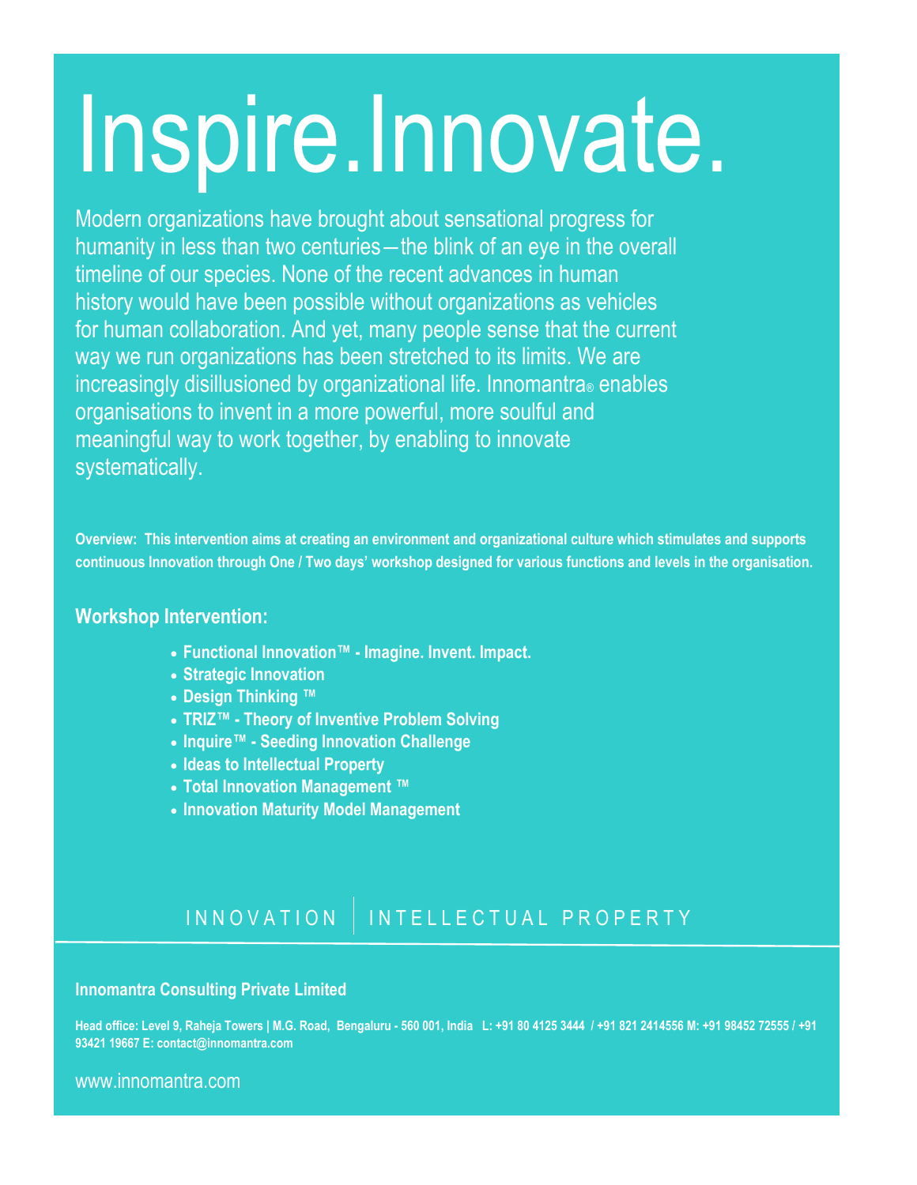# Inspire.Innovate.

Modern organizations have brought about sensational progress for humanity in less than two centuries—the blink of an eye in the overall timeline of our species. None of the recent advances in human history would have been possible without organizations as vehicles for human collaboration. And yet, many people sense that the current way we run organizations has been stretched to its limits. We are increasingly disillusioned by organizational life. Innomantra® enables organisations to invent in a more powerful, more soulful and meaningful way to work together, by enabling to innovate systematically.

**Overview: This intervention aims at creating an environment and organizational culture which stimulates and supports continuous Innovation through One / Two days' workshop designed for various functions and levels in the organisation.**

**Workshop Intervention:**

- **Functional Innovation™ - Imagine. Invent. Impact.**
- **Strategic Innovation**
- **Design Thinking ™**
- **TRIZ™ - Theory of Inventive Problem Solving**
- **Inquire™ - Seeding Innovation Challenge**
- **Ideas to Intellectual Property**
- **Total Innovation Management ™**
- **Innovation Maturity Model Management**

INNOVATION | INTELLECTUAL PROPERTY

**Innomantra Consulting Private Limited**

**Head office: Level 9, Raheja Towers | M.G. Road, Bengaluru - 560 001, India L: +91 80 4125 3444 / +91 821 2414556 M: +91 98452 72555 / +91 93421 19667 E: contact@innomantra.com**

www.innomantra.com